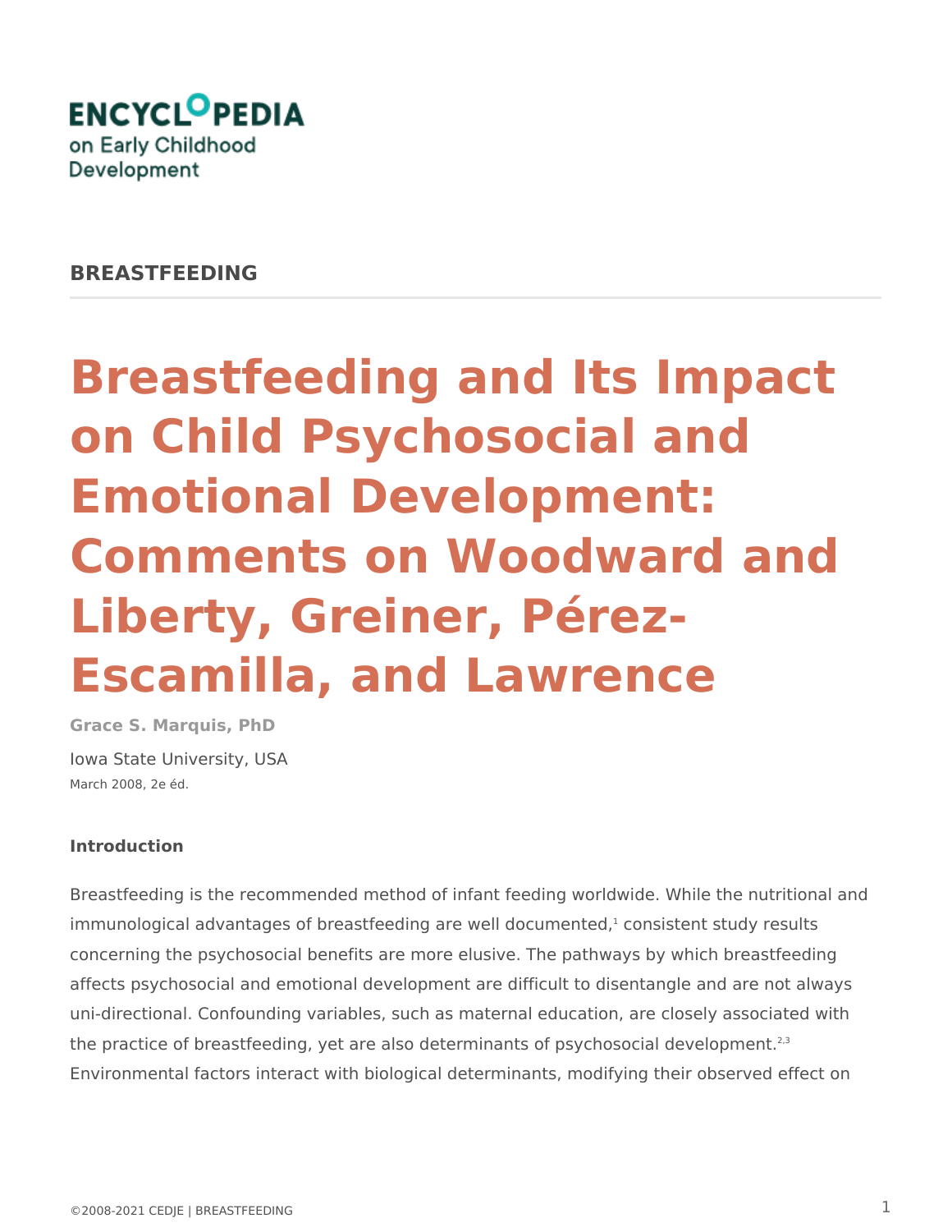**ENCYCLOPEDIA on Early Childhood Development**

**BREASTFEEDING**

# Breastfeeding and Its Impact on Child Psychosocial and Emotional Development: Comments on Woodward and Liberty, Greiner, Pérez-Escamilla, and Lawrence

**Grace S. Marquis, PhD**

Iowa State University, USA

March 2008, 2e éd.

### Introduction

Breastfeeding is the recommended method of infant feeding worldwide. While the nutritional and immunological advantages of breastfeeding are well documented,[1] consistent study results concerning the psychosocial benefits are more elusive. The pathways by which breastfeeding affects psychosocial and emotional development are difficult to disentangle and are not always uni-directional. Confounding variables, such as maternal education, are closely associated with the practice of breastfeeding, yet are also determinants of psychosocial development.[2,3] Environmental factors interact with biological determinants, modifying their observed effect on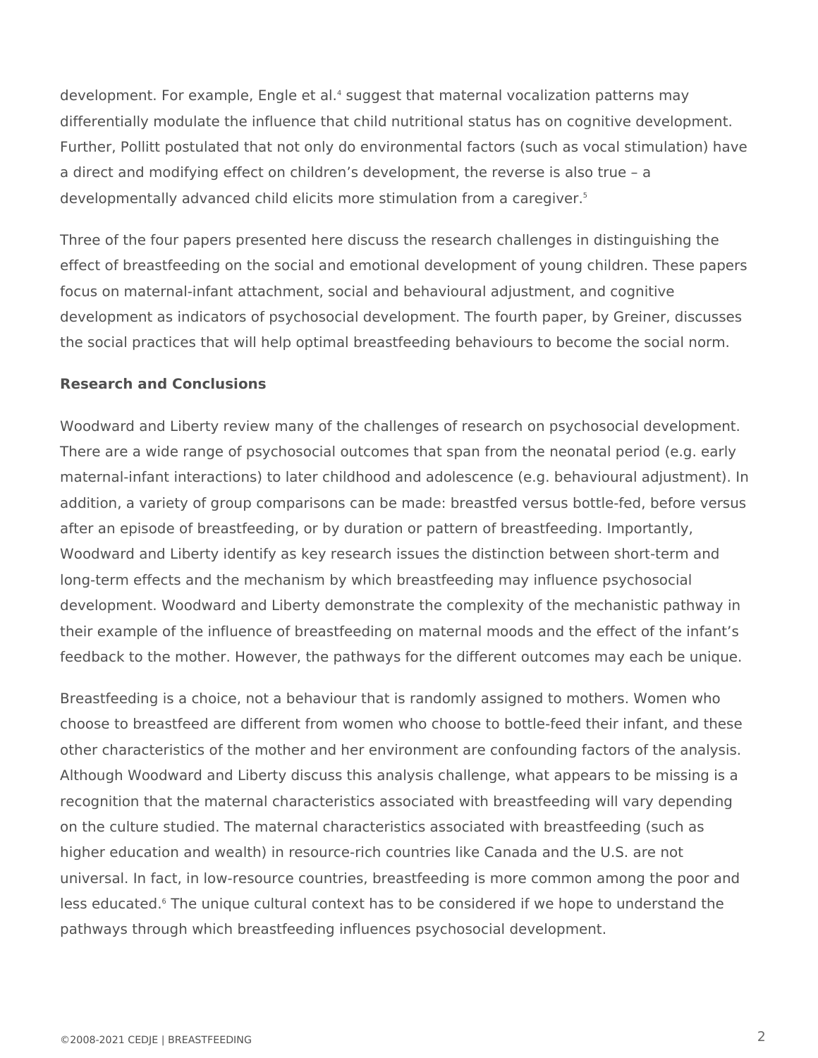development. For example, Engle et al.[4] suggest that maternal vocalization patterns may differentially modulate the influence that child nutritional status has on cognitive development. Further, Pollitt postulated that not only do environmental factors (such as vocal stimulation) have a direct and modifying effect on children's development, the reverse is also true – a developmentally advanced child elicits more stimulation from a caregiver.[5]

Three of the four papers presented here discuss the research challenges in distinguishing the effect of breastfeeding on the social and emotional development of young children. These papers focus on maternal-infant attachment, social and behavioural adjustment, and cognitive development as indicators of psychosocial development. The fourth paper, by Greiner, discusses the social practices that will help optimal breastfeeding behaviours to become the social norm.

**Research and Conclusions**

Woodward and Liberty review many of the challenges of research on psychosocial development. There are a wide range of psychosocial outcomes that span from the neonatal period (e.g. early maternal-infant interactions) to later childhood and adolescence (e.g. behavioural adjustment). In addition, a variety of group comparisons can be made: breastfed versus bottle-fed, before versus after an episode of breastfeeding, or by duration or pattern of breastfeeding. Importantly, Woodward and Liberty identify as key research issues the distinction between short-term and long-term effects and the mechanism by which breastfeeding may influence psychosocial development. Woodward and Liberty demonstrate the complexity of the mechanistic pathway in their example of the influence of breastfeeding on maternal moods and the effect of the infant's feedback to the mother. However, the pathways for the different outcomes may each be unique.

Breastfeeding is a choice, not a behaviour that is randomly assigned to mothers. Women who choose to breastfeed are different from women who choose to bottle-feed their infant, and these other characteristics of the mother and her environment are confounding factors of the analysis. Although Woodward and Liberty discuss this analysis challenge, what appears to be missing is a recognition that the maternal characteristics associated with breastfeeding will vary depending on the culture studied. The maternal characteristics associated with breastfeeding (such as higher education and wealth) in resource-rich countries like Canada and the U.S. are not universal. In fact, in low-resource countries, breastfeeding is more common among the poor and less educated.[6] The unique cultural context has to be considered if we hope to understand the pathways through which breastfeeding influences psychosocial development.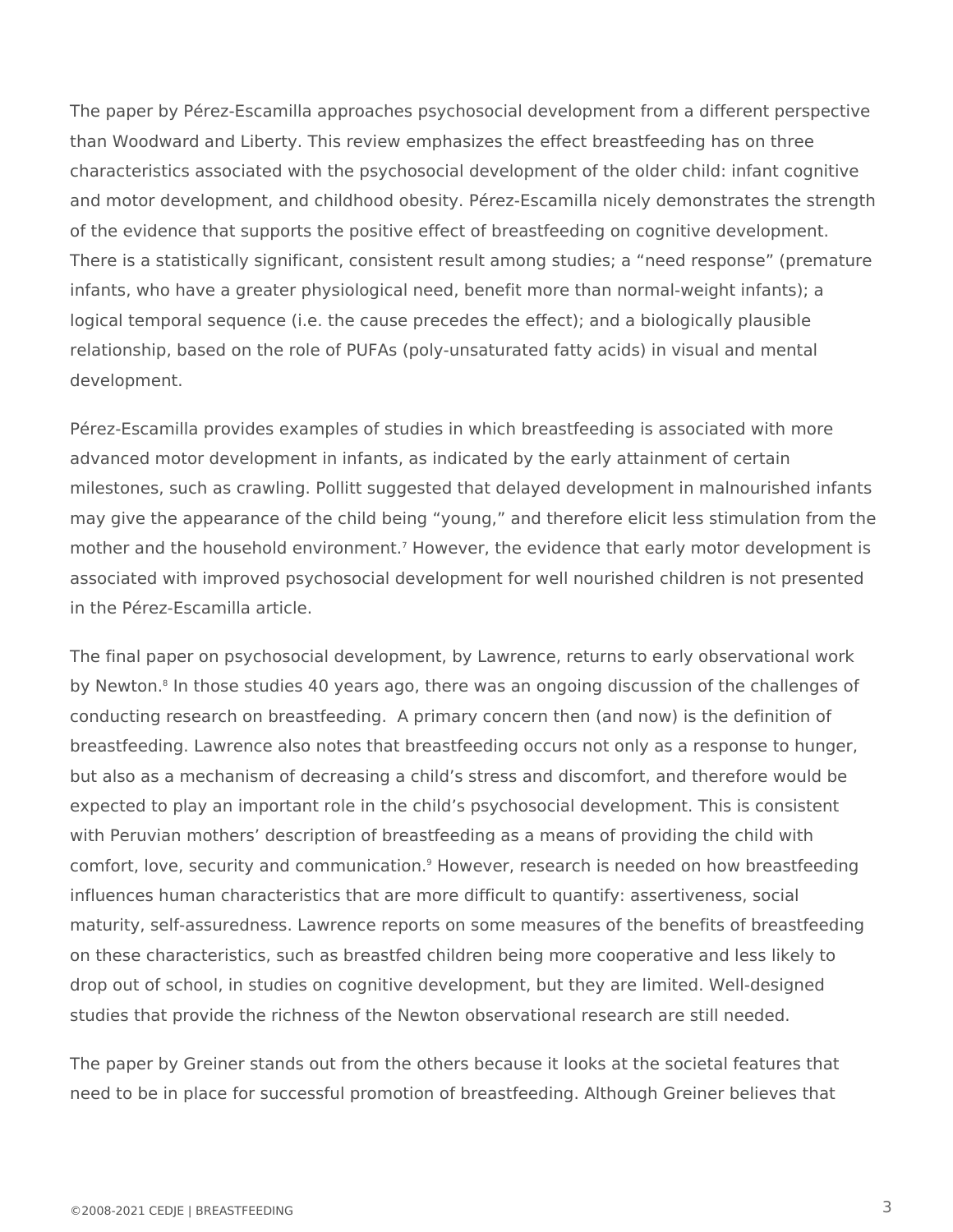The paper by Pérez-Escamilla approaches psychosocial development from a different perspective than Woodward and Liberty. This review emphasizes the effect breastfeeding has on three characteristics associated with the psychosocial development of the older child: infant cognitive and motor development, and childhood obesity. Pérez-Escamilla nicely demonstrates the strength of the evidence that supports the positive effect of breastfeeding on cognitive development. There is a statistically significant, consistent result among studies; a "need response" (premature infants, who have a greater physiological need, benefit more than normal-weight infants); a logical temporal sequence (i.e. the cause precedes the effect); and a biologically plausible relationship, based on the role of PUFAs (poly-unsaturated fatty acids) in visual and mental development.

Pérez-Escamilla provides examples of studies in which breastfeeding is associated with more advanced motor development in infants, as indicated by the early attainment of certain milestones, such as crawling. Pollitt suggested that delayed development in malnourished infants may give the appearance of the child being "young," and therefore elicit less stimulation from the mother and the household environment.[7] However, the evidence that early motor development is associated with improved psychosocial development for well nourished children is not presented in the Pérez-Escamilla article.

The final paper on psychosocial development, by Lawrence, returns to early observational work by Newton.[8] In those studies 40 years ago, there was an ongoing discussion of the challenges of conducting research on breastfeeding. A primary concern then (and now) is the definition of breastfeeding. Lawrence also notes that breastfeeding occurs not only as a response to hunger, but also as a mechanism of decreasing a child's stress and discomfort, and therefore would be expected to play an important role in the child's psychosocial development. This is consistent with Peruvian mothers' description of breastfeeding as a means of providing the child with comfort, love, security and communication.[9] However, research is needed on how breastfeeding influences human characteristics that are more difficult to quantify: assertiveness, social maturity, self-assuredness. Lawrence reports on some measures of the benefits of breastfeeding on these characteristics, such as breastfed children being more cooperative and less likely to drop out of school, in studies on cognitive development, but they are limited. Well-designed studies that provide the richness of the Newton observational research are still needed.

The paper by Greiner stands out from the others because it looks at the societal features that need to be in place for successful promotion of breastfeeding. Although Greiner believes that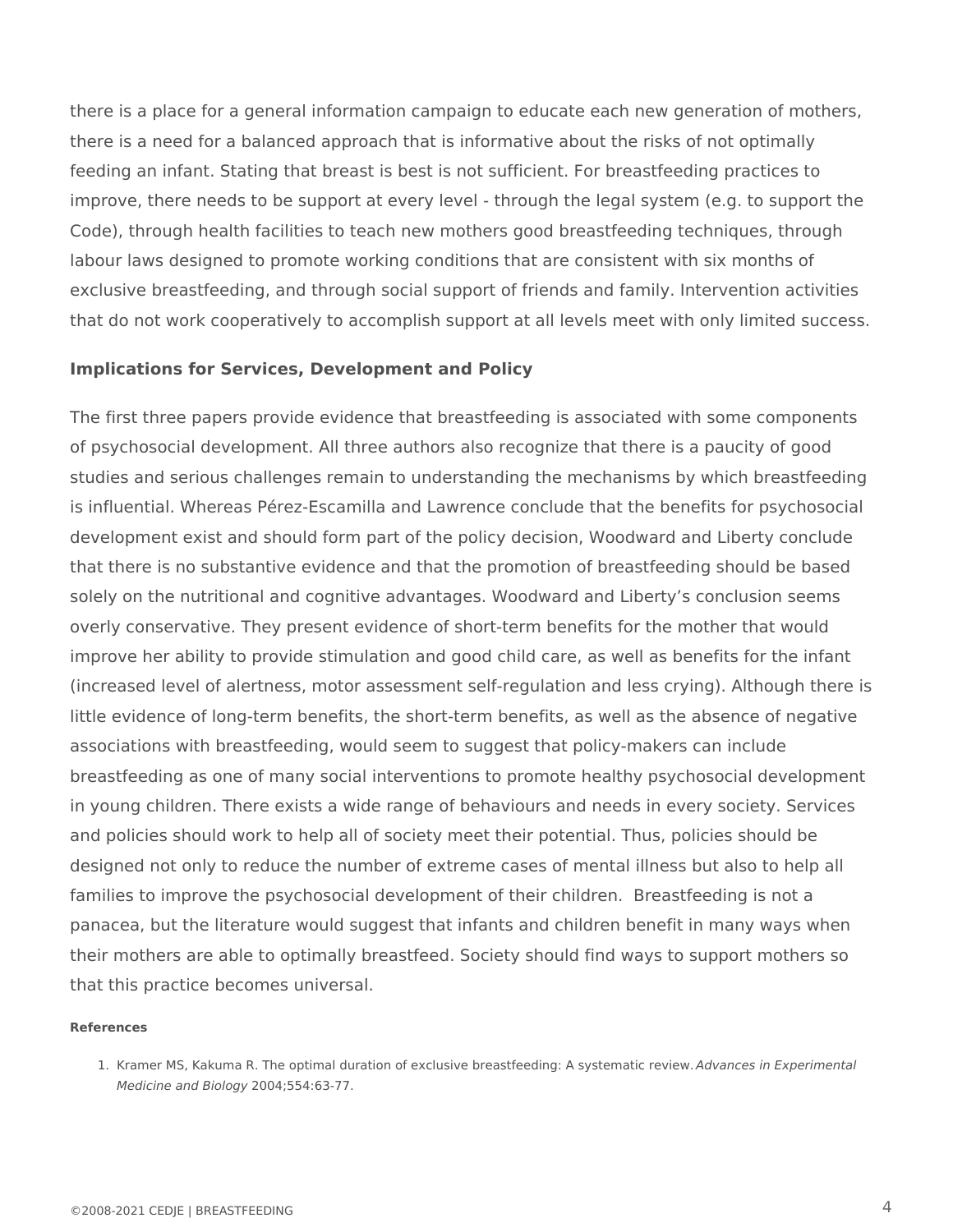there is a place for a general information campaign to educate each new generation of mothers, there is a need for a balanced approach that is informative about the risks of not optimally feeding an infant. Stating that breast is best is not sufficient. For breastfeeding practices to improve, there needs to be support at every level - through the legal system (e.g. to support the Code), through health facilities to teach new mothers good breastfeeding techniques, through labour laws designed to promote working conditions that are consistent with six months of exclusive breastfeeding, and through social support of friends and family. Intervention activities that do not work cooperatively to accomplish support at all levels meet with only limited success.

### Implications for Services, Development and Policy

The first three papers provide evidence that breastfeeding is associated with some components of psychosocial development. All three authors also recognize that there is a paucity of good studies and serious challenges remain to understanding the mechanisms by which breastfeeding is influential. Whereas Pérez-Escamilla and Lawrence conclude that the benefits for psychosocial development exist and should form part of the policy decision, Woodward and Liberty conclude that there is no substantive evidence and that the promotion of breastfeeding should be based solely on the nutritional and cognitive advantages. Woodward and Liberty's conclusion seems overly conservative. They present evidence of short-term benefits for the mother that would improve her ability to provide stimulation and good child care, as well as benefits for the infant (increased level of alertness, motor assessment self-regulation and less crying). Although there is little evidence of long-term benefits, the short-term benefits, as well as the absence of negative associations with breastfeeding, would seem to suggest that policy-makers can include breastfeeding as one of many social interventions to promote healthy psychosocial development in young children. There exists a wide range of behaviours and needs in every society. Services and policies should work to help all of society meet their potential. Thus, policies should be designed not only to reduce the number of extreme cases of mental illness but also to help all families to improve the psychosocial development of their children. Breastfeeding is not a panacea, but the literature would suggest that infants and children benefit in many ways when their mothers are able to optimally breastfeed. Society should find ways to support mothers so that this practice becomes universal.

#### References

1. Kramer MS, Kakuma R. The optimal duration of exclusive breastfeeding: A systematic review. *Advances in Experimental Medicine and Biology* 2004;554:63-77.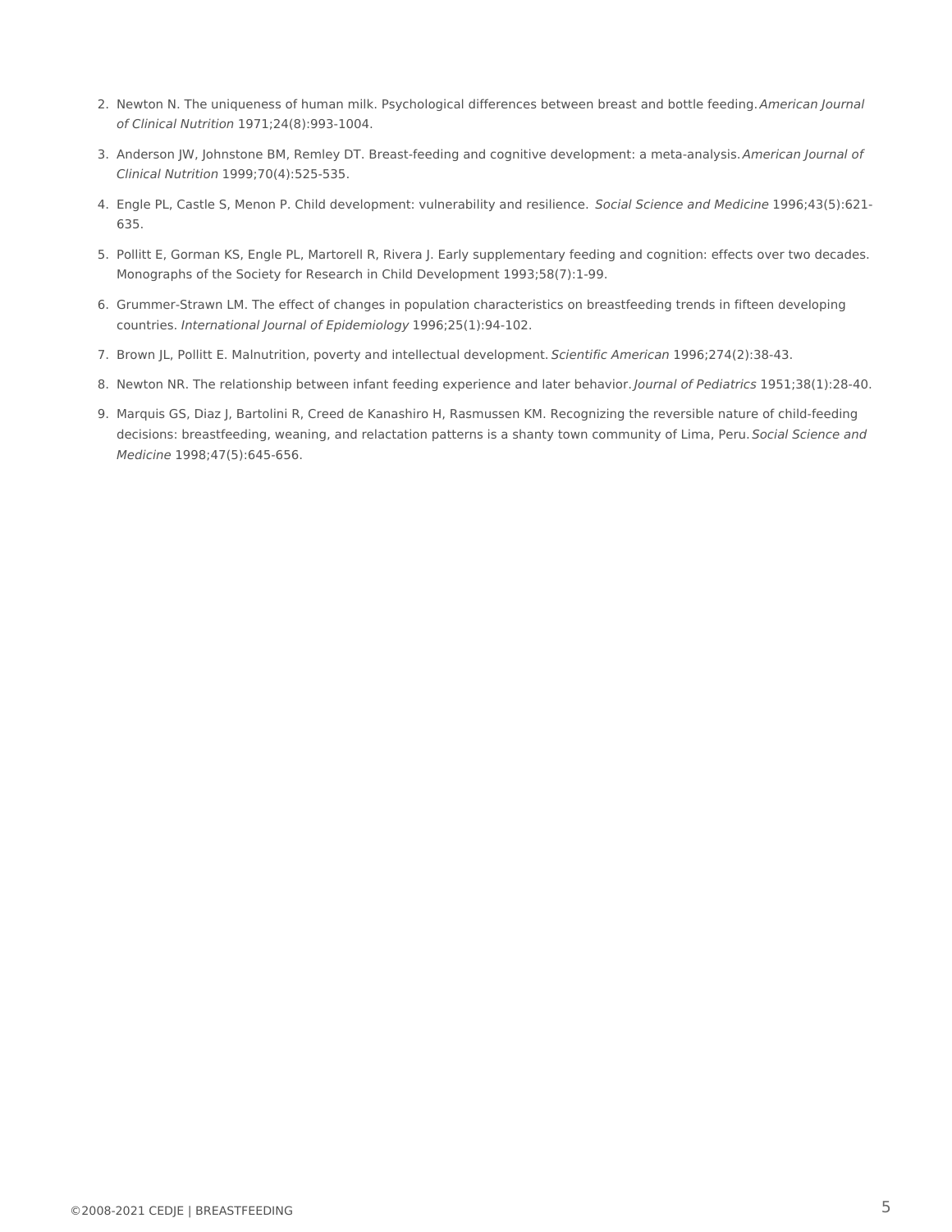2. Newton N. The uniqueness of human milk. Psychological differences between breast and bottle feeding. *American Journal of Clinical Nutrition* 1971;24(8):993-1004.
3. Anderson JW, Johnstone BM, Remley DT. Breast-feeding and cognitive development: a meta-analysis. *American Journal of Clinical Nutrition* 1999;70(4):525-535.
4. Engle PL, Castle S, Menon P. Child development: vulnerability and resilience. *Social Science and Medicine* 1996;43(5):621-635.
5. Pollitt E, Gorman KS, Engle PL, Martorell R, Rivera J. Early supplementary feeding and cognition: effects over two decades. Monographs of the Society for Research in Child Development 1993;58(7):1-99.
6. Grummer-Strawn LM. The effect of changes in population characteristics on breastfeeding trends in fifteen developing countries. *International Journal of Epidemiology* 1996;25(1):94-102.
7. Brown JL, Pollitt E. Malnutrition, poverty and intellectual development. *Scientific American* 1996;274(2):38-43.
8. Newton NR. The relationship between infant feeding experience and later behavior. *Journal of Pediatrics* 1951;38(1):28-40.
9. Marquis GS, Diaz J, Bartolini R, Creed de Kanashiro H, Rasmussen KM. Recognizing the reversible nature of child-feeding decisions: breastfeeding, weaning, and relactation patterns is a shanty town community of Lima, Peru. *Social Science and Medicine* 1998;47(5):645-656.